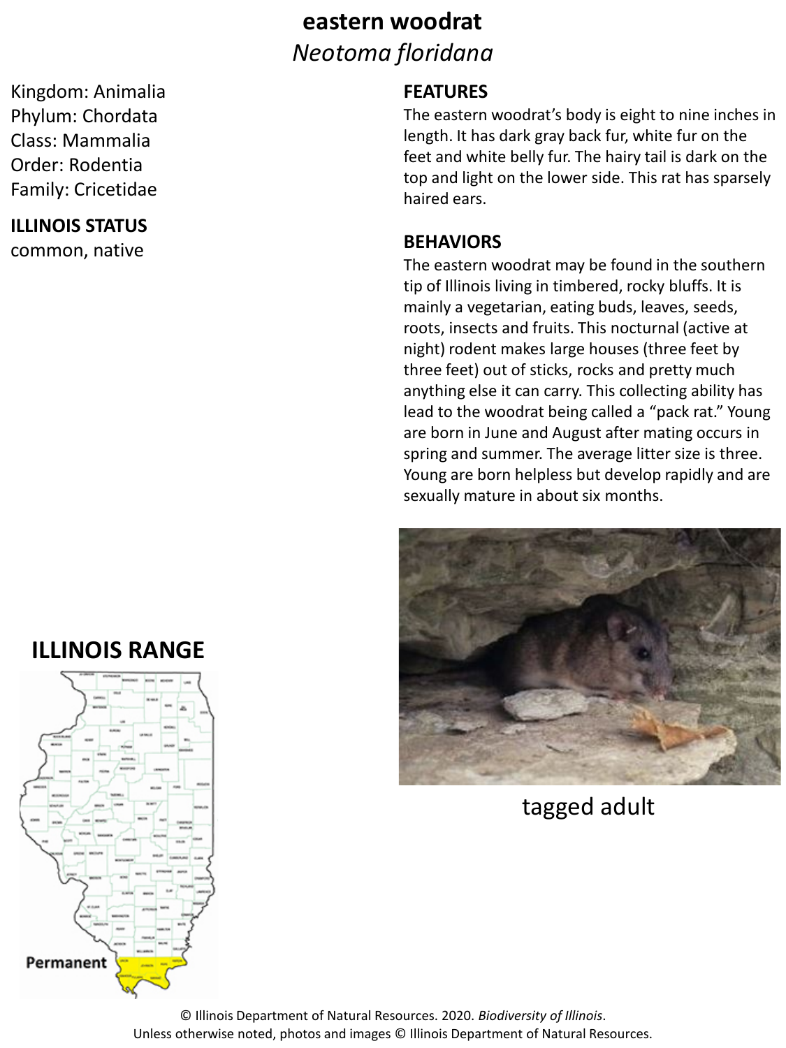# eastern woodrat

*Neotoma floridana*

Kingdom: Animalia
Phylum: Chordata
Class: Mammalia
Order: Rodentia
Family: Cricetidae

**ILLINOIS STATUS**

common, native

**FEATURES**

The eastern woodrat's body is eight to nine inches in length. It has dark gray back fur, white fur on the feet and white belly fur. The hairy tail is dark on the top and light on the lower side. This rat has sparsely haired ears.

**BEHAVIORS**

The eastern woodrat may be found in the southern tip of Illinois living in timbered, rocky bluffs. It is mainly a vegetarian, eating buds, leaves, seeds, roots, insects and fruits. This nocturnal (active at night) rodent makes large houses (three feet by three feet) out of sticks, rocks and pretty much anything else it can carry. This collecting ability has lead to the woodrat being called a "pack rat." Young are born in June and August after mating occurs in spring and summer. The average litter size is three. Young are born helpless but develop rapidly and are sexually mature in about six months.

**ILLINOIS RANGE**

Permanent

tagged adult

© Illinois Department of Natural Resources. 2020. *Biodiversity of Illinois*.
Unless otherwise noted, photos and images © Illinois Department of Natural Resources.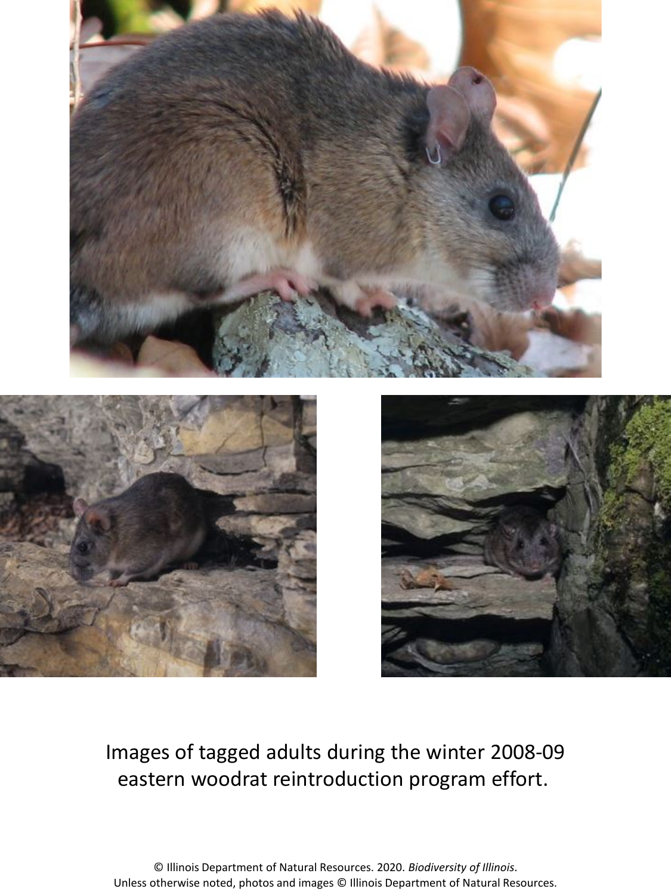Images of tagged adults during the winter 2008-09 eastern woodrat reintroduction program effort.

© Illinois Department of Natural Resources. 2020. *Biodiversity of Illinois*.
Unless otherwise noted, photos and images © Illinois Department of Natural Resources.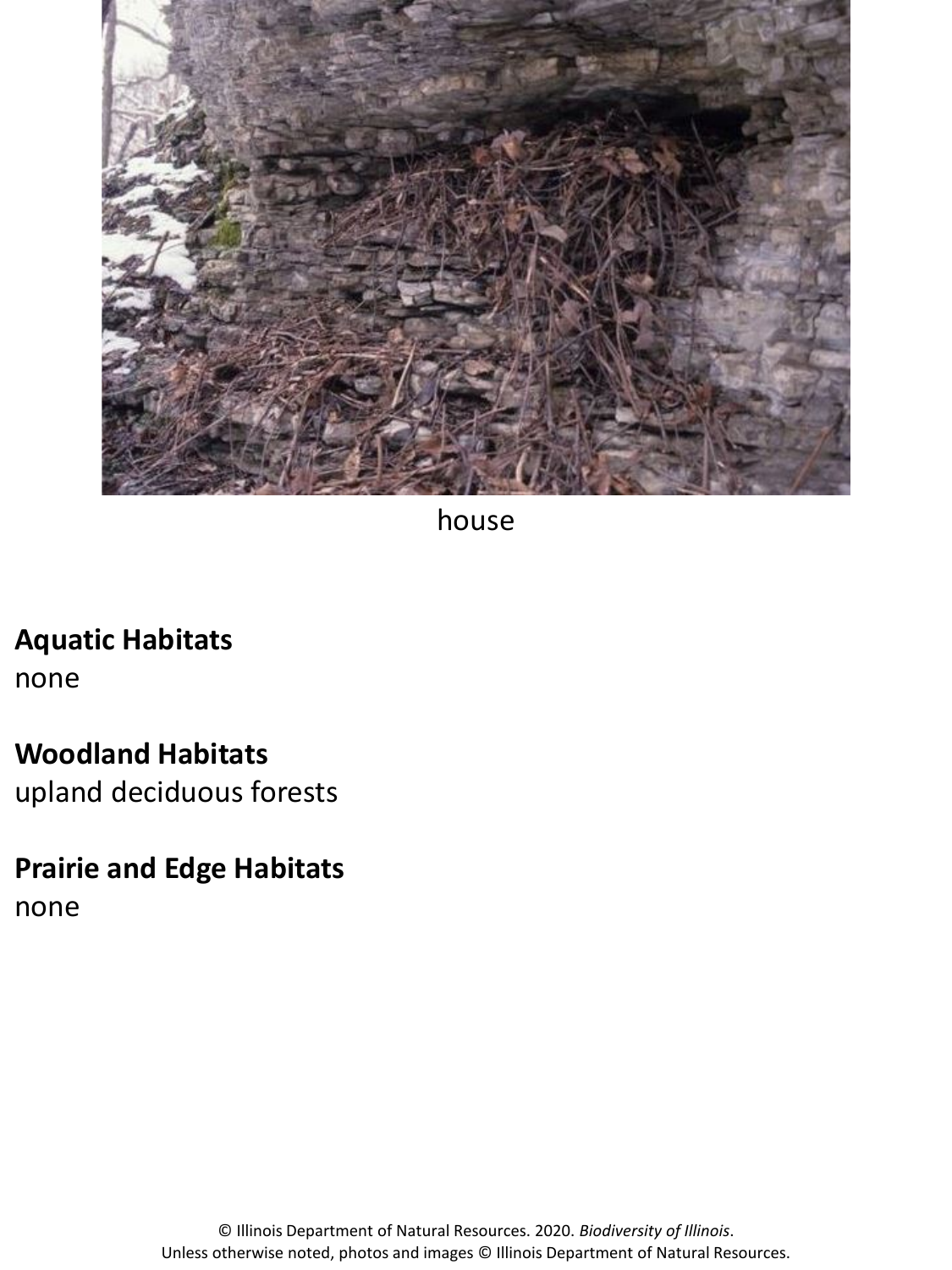house

**Aquatic Habitats**
none

**Woodland Habitats**
upland deciduous forests

**Prairie and Edge Habitats**
none

© Illinois Department of Natural Resources. 2020. *Biodiversity of Illinois*.
Unless otherwise noted, photos and images © Illinois Department of Natural Resources.